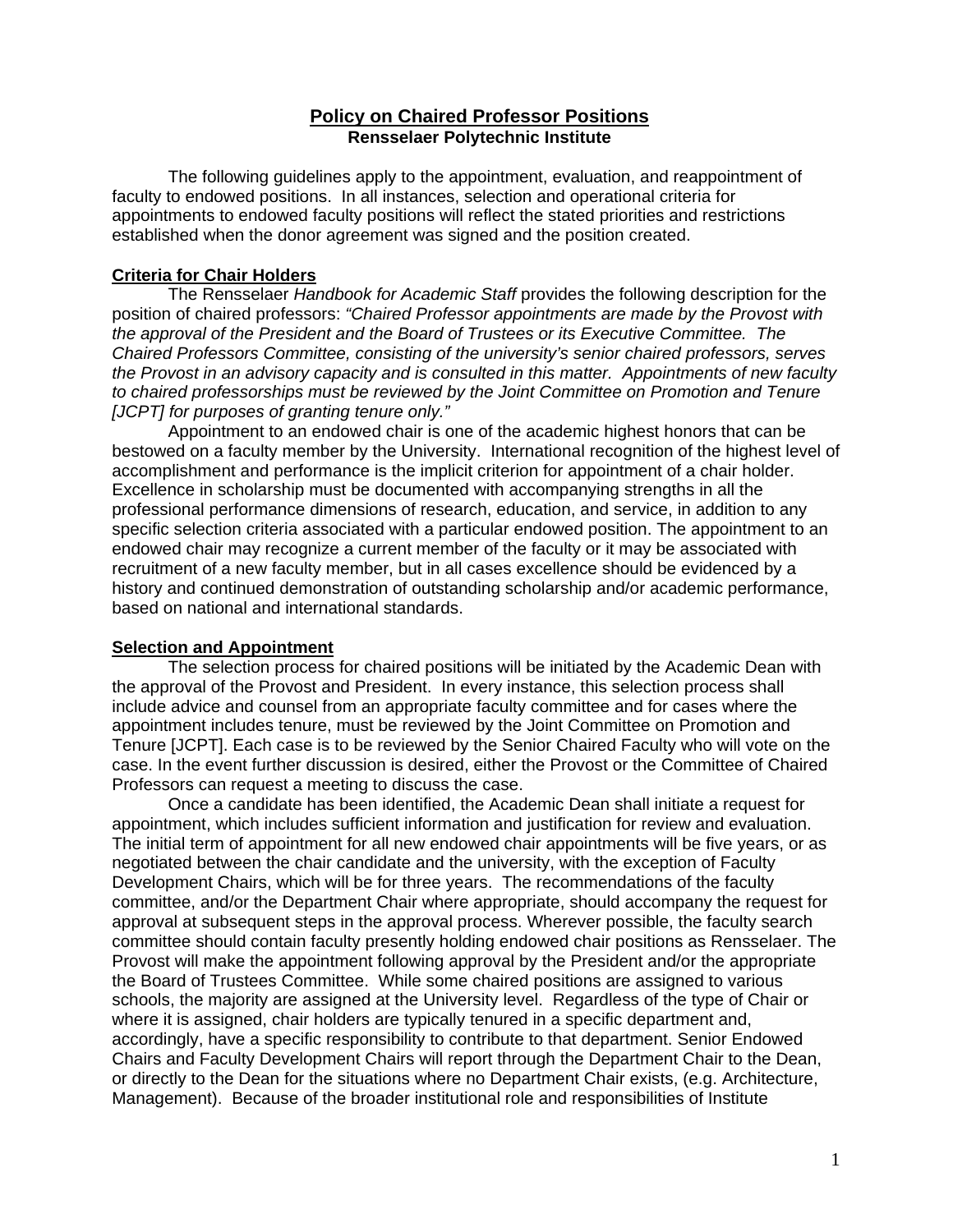# Policy on Chaired Professor Positions

**Rensselaer Polytechnic Institute**

The following guidelines apply to the appointment, evaluation, and reappointment of faculty to endowed positions. In all instances, selection and operational criteria for appointments to endowed faculty positions will reflect the stated priorities and restrictions established when the donor agreement was signed and the position created.

## Criteria for Chair Holders

The Rensselaer *Handbook for Academic Staff* provides the following description for the position of chaired professors: *"Chaired Professor appointments are made by the Provost with the approval of the President and the Board of Trustees or its Executive Committee. The Chaired Professors Committee, consisting of the university's senior chaired professors, serves the Provost in an advisory capacity and is consulted in this matter. Appointments of new faculty to chaired professorships must be reviewed by the Joint Committee on Promotion and Tenure [JCPT] for purposes of granting tenure only."*

Appointment to an endowed chair is one of the academic highest honors that can be bestowed on a faculty member by the University. International recognition of the highest level of accomplishment and performance is the implicit criterion for appointment of a chair holder. Excellence in scholarship must be documented with accompanying strengths in all the professional performance dimensions of research, education, and service, in addition to any specific selection criteria associated with a particular endowed position. The appointment to an endowed chair may recognize a current member of the faculty or it may be associated with recruitment of a new faculty member, but in all cases excellence should be evidenced by a history and continued demonstration of outstanding scholarship and/or academic performance, based on national and international standards.

## Selection and Appointment

The selection process for chaired positions will be initiated by the Academic Dean with the approval of the Provost and President. In every instance, this selection process shall include advice and counsel from an appropriate faculty committee and for cases where the appointment includes tenure, must be reviewed by the Joint Committee on Promotion and Tenure [JCPT]. Each case is to be reviewed by the Senior Chaired Faculty who will vote on the case. In the event further discussion is desired, either the Provost or the Committee of Chaired Professors can request a meeting to discuss the case.

Once a candidate has been identified, the Academic Dean shall initiate a request for appointment, which includes sufficient information and justification for review and evaluation. The initial term of appointment for all new endowed chair appointments will be five years, or as negotiated between the chair candidate and the university, with the exception of Faculty Development Chairs, which will be for three years. The recommendations of the faculty committee, and/or the Department Chair where appropriate, should accompany the request for approval at subsequent steps in the approval process. Wherever possible, the faculty search committee should contain faculty presently holding endowed chair positions as Rensselaer. The Provost will make the appointment following approval by the President and/or the appropriate the Board of Trustees Committee. While some chaired positions are assigned to various schools, the majority are assigned at the University level. Regardless of the type of Chair or where it is assigned, chair holders are typically tenured in a specific department and, accordingly, have a specific responsibility to contribute to that department. Senior Endowed Chairs and Faculty Development Chairs will report through the Department Chair to the Dean, or directly to the Dean for the situations where no Department Chair exists, (e.g. Architecture, Management). Because of the broader institutional role and responsibilities of Institute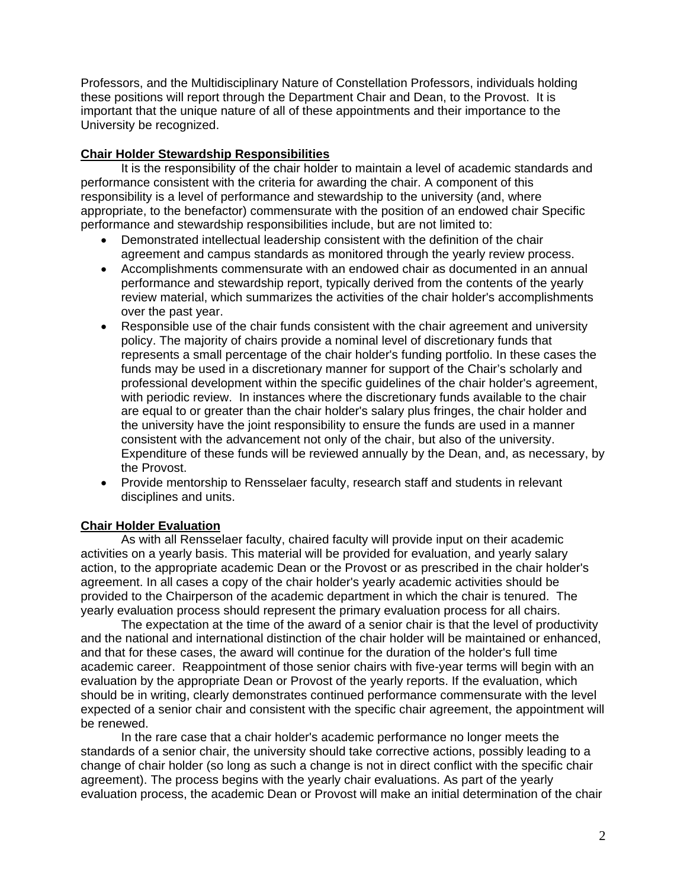Professors, and the Multidisciplinary Nature of Constellation Professors, individuals holding these positions will report through the Department Chair and Dean, to the Provost. It is important that the unique nature of all of these appointments and their importance to the University be recognized.

**Chair Holder Stewardship Responsibilities**

It is the responsibility of the chair holder to maintain a level of academic standards and performance consistent with the criteria for awarding the chair. A component of this responsibility is a level of performance and stewardship to the university (and, where appropriate, to the benefactor) commensurate with the position of an endowed chair Specific performance and stewardship responsibilities include, but are not limited to:

- Demonstrated intellectual leadership consistent with the definition of the chair agreement and campus standards as monitored through the yearly review process.
- Accomplishments commensurate with an endowed chair as documented in an annual performance and stewardship report, typically derived from the contents of the yearly review material, which summarizes the activities of the chair holder's accomplishments over the past year.
- Responsible use of the chair funds consistent with the chair agreement and university policy. The majority of chairs provide a nominal level of discretionary funds that represents a small percentage of the chair holder's funding portfolio. In these cases the funds may be used in a discretionary manner for support of the Chair's scholarly and professional development within the specific guidelines of the chair holder's agreement, with periodic review. In instances where the discretionary funds available to the chair are equal to or greater than the chair holder's salary plus fringes, the chair holder and the university have the joint responsibility to ensure the funds are used in a manner consistent with the advancement not only of the chair, but also of the university. Expenditure of these funds will be reviewed annually by the Dean, and, as necessary, by the Provost.
- Provide mentorship to Rensselaer faculty, research staff and students in relevant disciplines and units.

**Chair Holder Evaluation**

As with all Rensselaer faculty, chaired faculty will provide input on their academic activities on a yearly basis. This material will be provided for evaluation, and yearly salary action, to the appropriate academic Dean or the Provost or as prescribed in the chair holder's agreement. In all cases a copy of the chair holder's yearly academic activities should be provided to the Chairperson of the academic department in which the chair is tenured. The yearly evaluation process should represent the primary evaluation process for all chairs.

The expectation at the time of the award of a senior chair is that the level of productivity and the national and international distinction of the chair holder will be maintained or enhanced, and that for these cases, the award will continue for the duration of the holder's full time academic career. Reappointment of those senior chairs with five-year terms will begin with an evaluation by the appropriate Dean or Provost of the yearly reports. If the evaluation, which should be in writing, clearly demonstrates continued performance commensurate with the level expected of a senior chair and consistent with the specific chair agreement, the appointment will be renewed.

In the rare case that a chair holder's academic performance no longer meets the standards of a senior chair, the university should take corrective actions, possibly leading to a change of chair holder (so long as such a change is not in direct conflict with the specific chair agreement). The process begins with the yearly chair evaluations. As part of the yearly evaluation process, the academic Dean or Provost will make an initial determination of the chair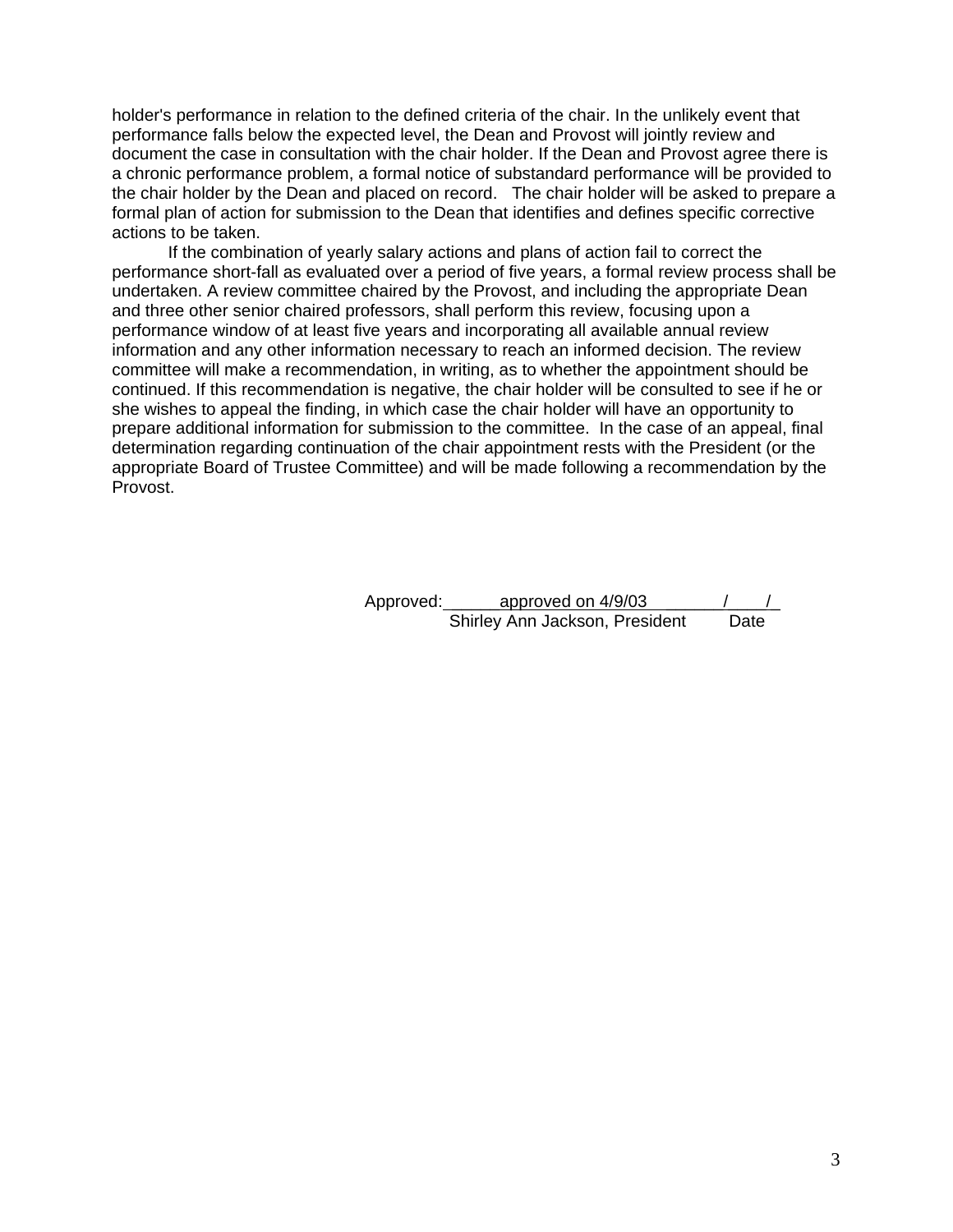holder's performance in relation to the defined criteria of the chair. In the unlikely event that performance falls below the expected level, the Dean and Provost will jointly review and document the case in consultation with the chair holder. If the Dean and Provost agree there is a chronic performance problem, a formal notice of substandard performance will be provided to the chair holder by the Dean and placed on record. The chair holder will be asked to prepare a formal plan of action for submission to the Dean that identifies and defines specific corrective actions to be taken.

If the combination of yearly salary actions and plans of action fail to correct the performance short-fall as evaluated over a period of five years, a formal review process shall be undertaken. A review committee chaired by the Provost, and including the appropriate Dean and three other senior chaired professors, shall perform this review, focusing upon a performance window of at least five years and incorporating all available annual review information and any other information necessary to reach an informed decision. The review committee will make a recommendation, in writing, as to whether the appointment should be continued. If this recommendation is negative, the chair holder will be consulted to see if he or she wishes to appeal the finding, in which case the chair holder will have an opportunity to prepare additional information for submission to the committee. In the case of an appeal, final determination regarding continuation of the chair appointment rests with the President (or the appropriate Board of Trustee Committee) and will be made following a recommendation by the Provost.

Approved: approved on 4/9/03 / /
Shirley Ann Jackson, President Date